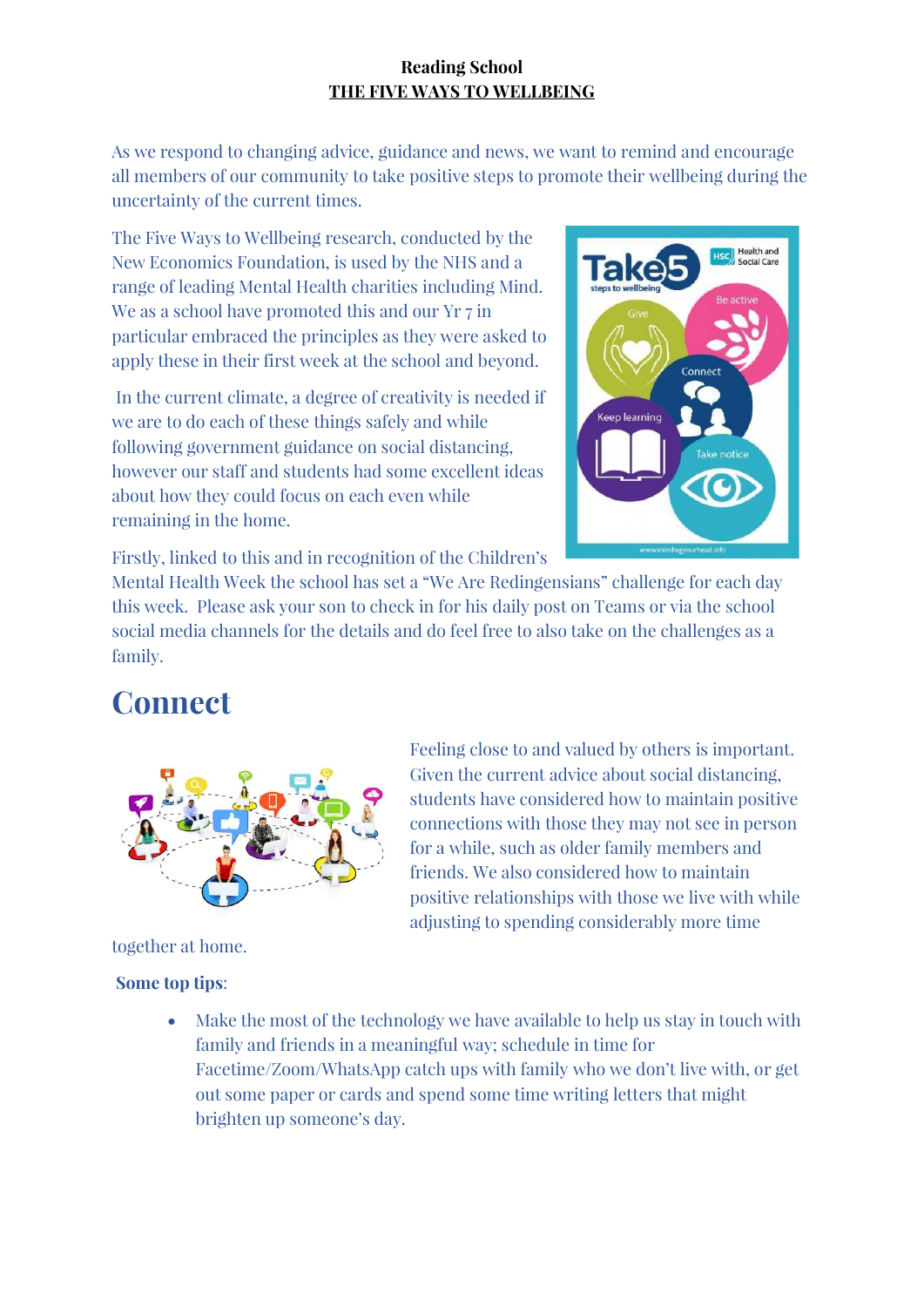**Reading School**

**THE FIVE WAYS TO WELLBEING**

As we respond to changing advice, guidance and news, we want to remind and encourage all members of our community to take positive steps to promote their wellbeing during the uncertainty of the current times.

The Five Ways to Wellbeing research, conducted by the New Economics Foundation, is used by the NHS and a range of leading Mental Health charities including Mind. We as a school have promoted this and our Yr 7 in particular embraced the principles as they were asked to apply these in their first week at the school and beyond.

In the current climate, a degree of creativity is needed if we are to do each of these things safely and while following government guidance on social distancing, however our staff and students had some excellent ideas about how they could focus on each even while remaining in the home.

Firstly, linked to this and in recognition of the Children's Mental Health Week the school has set a "We Are Redingensians" challenge for each day this week. Please ask your son to check in for his daily post on Teams or via the school social media channels for the details and do feel free to also take on the challenges as a family.

# Connect

Feeling close to and valued by others is important. Given the current advice about social distancing, students have considered how to maintain positive connections with those they may not see in person for a while, such as older family members and friends. We also considered how to maintain positive relationships with those we live with while adjusting to spending considerably more time together at home.

**Some top tips**:

- Make the most of the technology we have available to help us stay in touch with family and friends in a meaningful way; schedule in time for Facetime/Zoom/WhatsApp catch ups with family who we don't live with, or get out some paper or cards and spend some time writing letters that might brighten up someone's day.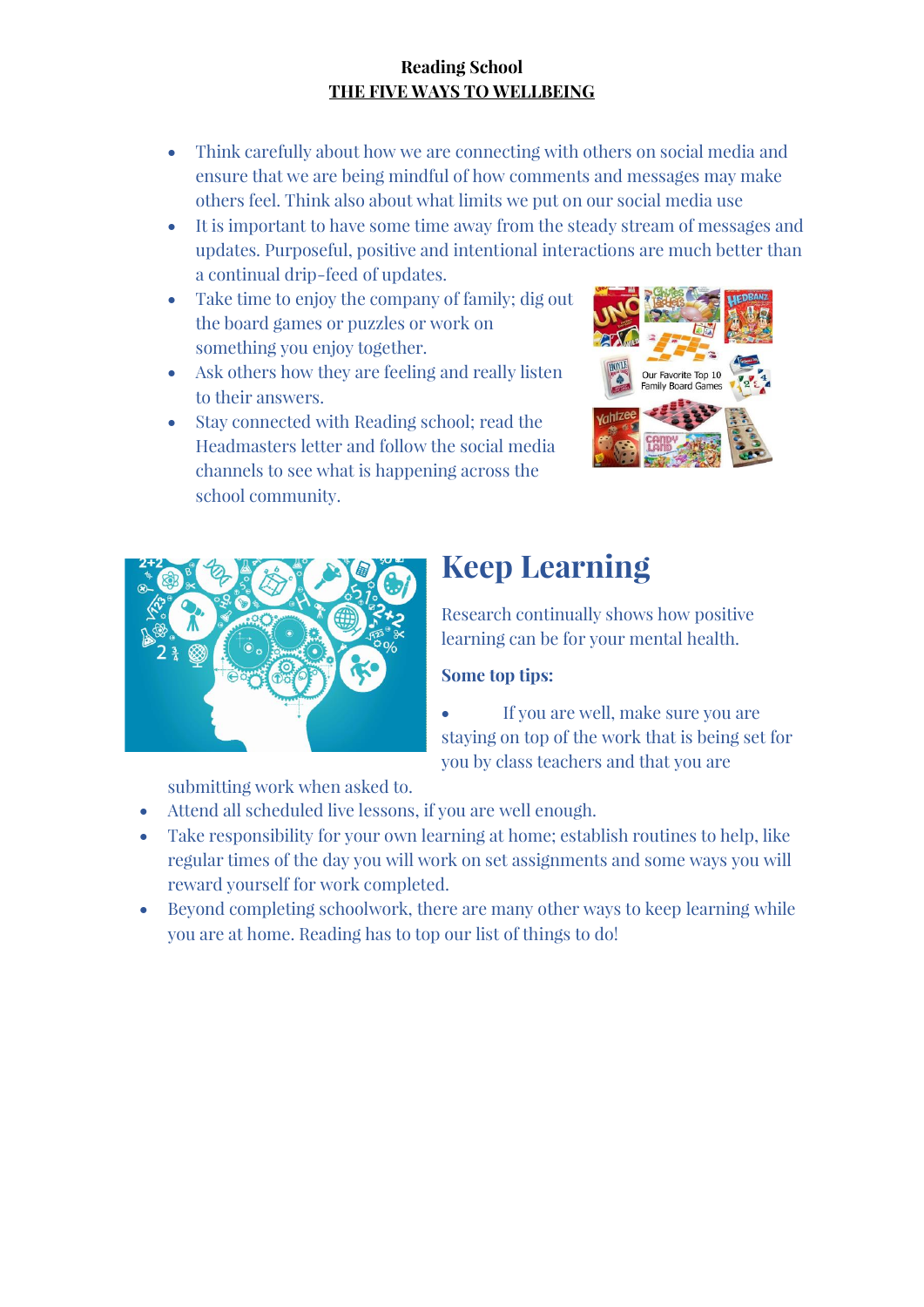**Reading School**
**THE FIVE WAYS TO WELLBEING**

- Think carefully about how we are connecting with others on social media and ensure that we are being mindful of how comments and messages may make others feel. Think also about what limits we put on our social media use
- It is important to have some time away from the steady stream of messages and updates. Purposeful, positive and intentional interactions are much better than a continual drip-feed of updates.
- Take time to enjoy the company of family; dig out the board games or puzzles or work on something you enjoy together.
- Ask others how they are feeling and really listen to their answers.
- Stay connected with Reading school; read the Headmasters letter and follow the social media channels to see what is happening across the school community.

## Keep Learning

Research continually shows how positive learning can be for your mental health.

**Some top tips:**

- If you are well, make sure you are staying on top of the work that is being set for you by class teachers and that you are submitting work when asked to.
- Attend all scheduled live lessons, if you are well enough.
- Take responsibility for your own learning at home; establish routines to help, like regular times of the day you will work on set assignments and some ways you will reward yourself for work completed.
- Beyond completing schoolwork, there are many other ways to keep learning while you are at home. Reading has to top our list of things to do!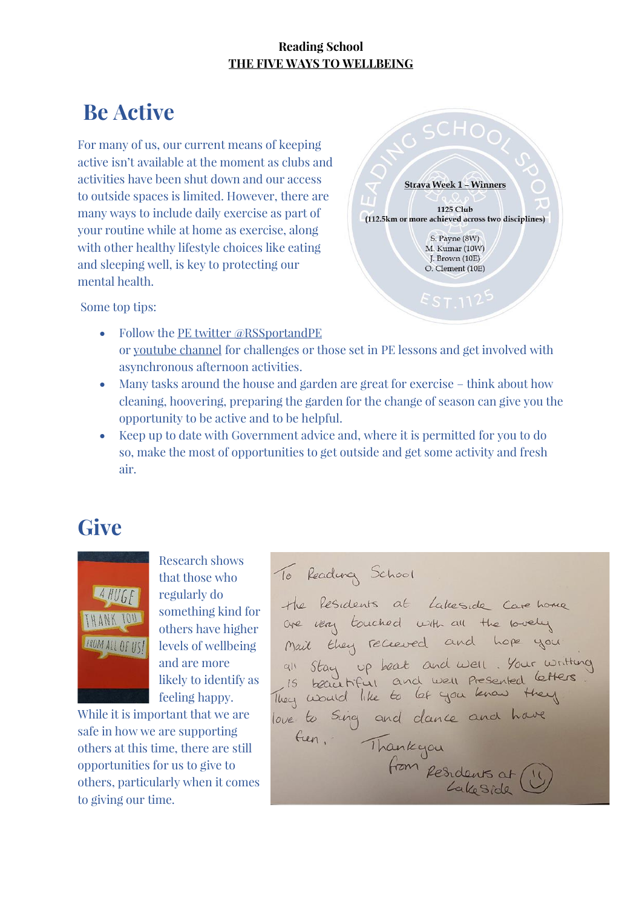**Reading School**
**THE FIVE WAYS TO WELLBEING**

# Be Active

For many of us, our current means of keeping active isn't available at the moment as clubs and activities have been shut down and our access to outside spaces is limited. However, there are many ways to include daily exercise as part of your routine while at home as exercise, along with other healthy lifestyle choices like eating and sleeping well, is key to protecting our mental health.

**Strava Week 1 – Winners**

**1125 Club**
**(112.5km or more achieved across two disciplines)**

S. Payne (8W)
M. Kumar (10W)
J. Brown (10E)
O. Clement (10E)

Some top tips:

- Follow the PE twitter @RSSportandPE or youtube channel for challenges or those set in PE lessons and get involved with asynchronous afternoon activities.
- Many tasks around the house and garden are great for exercise – think about how cleaning, hoovering, preparing the garden for the change of season can give you the opportunity to be active and to be helpful.
- Keep up to date with Government advice and, where it is permitted for you to do so, make the most of opportunities to get outside and get some activity and fresh air.

# Give

Research shows that those who regularly do something kind for others have higher levels of wellbeing and are more likely to identify as feeling happy. While it is important that we are safe in how we are supporting others at this time, there are still opportunities for us to give to others, particularly when it comes to giving our time.

To Reading School

the Residents at Lakeside Care home are very touched with all the lovely mail they received and hope you all stay up beat and well. Your writting is beautiful and well Presented letters. They would like to let you know they love to sing and dance and have fun,

Thankyou
from Residents at Lakeside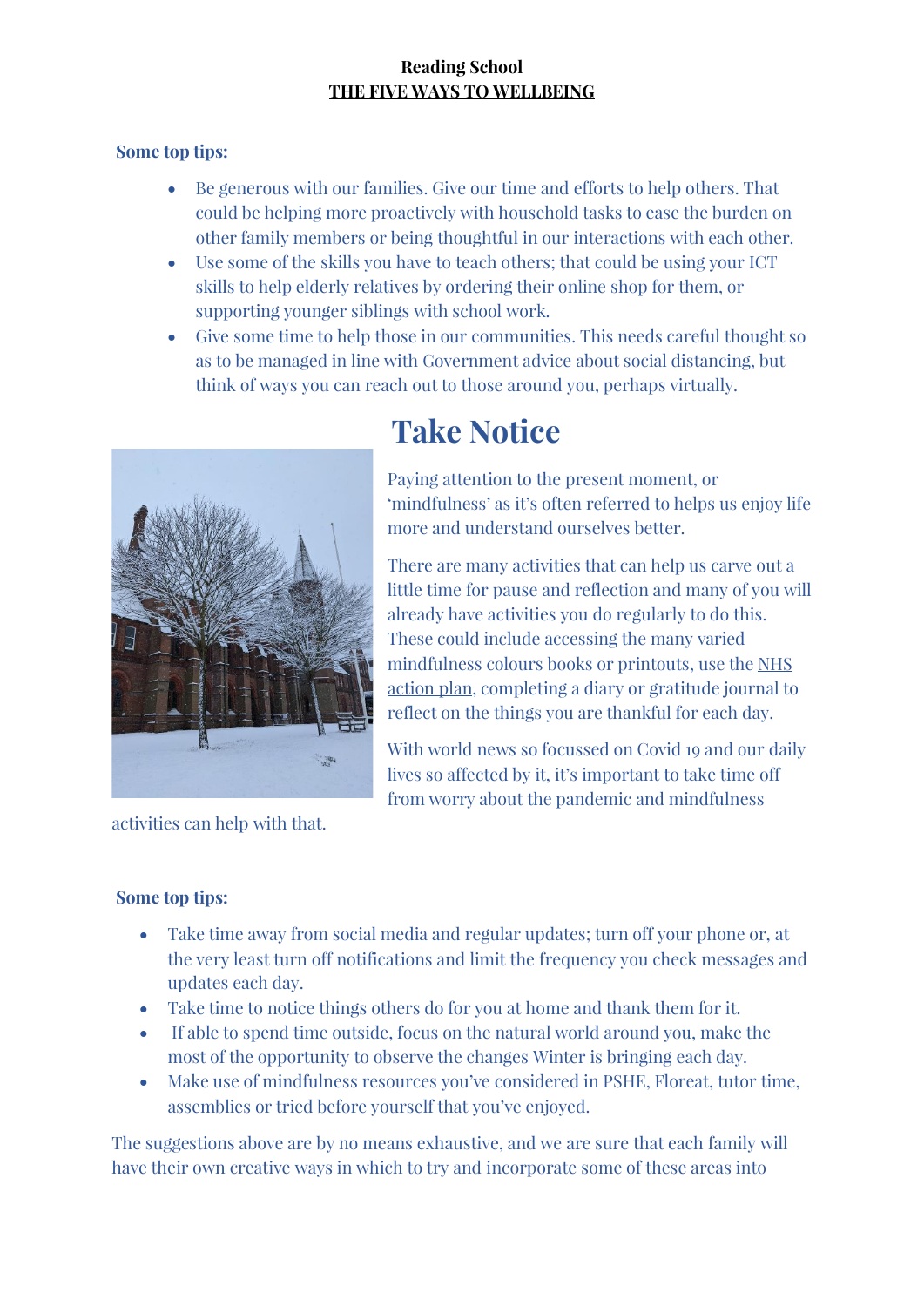**Reading School**
**THE FIVE WAYS TO WELLBEING**

**Some top tips:**

- Be generous with our families. Give our time and efforts to help others. That could be helping more proactively with household tasks to ease the burden on other family members or being thoughtful in our interactions with each other.
- Use some of the skills you have to teach others; that could be using your ICT skills to help elderly relatives by ordering their online shop for them, or supporting younger siblings with school work.
- Give some time to help those in our communities. This needs careful thought so as to be managed in line with Government advice about social distancing, but think of ways you can reach out to those around you, perhaps virtually.

# Take Notice

Paying attention to the present moment, or 'mindfulness' as it's often referred to helps us enjoy life more and understand ourselves better.

There are many activities that can help us carve out a little time for pause and reflection and many of you will already have activities you do regularly to do this. These could include accessing the many varied mindfulness colours books or printouts, use the NHS action plan, completing a diary or gratitude journal to reflect on the things you are thankful for each day.

With world news so focussed on Covid 19 and our daily lives so affected by it, it's important to take time off from worry about the pandemic and mindfulness activities can help with that.

**Some top tips:**

- Take time away from social media and regular updates; turn off your phone or, at the very least turn off notifications and limit the frequency you check messages and updates each day.
- Take time to notice things others do for you at home and thank them for it.
- If able to spend time outside, focus on the natural world around you, make the most of the opportunity to observe the changes Winter is bringing each day.
- Make use of mindfulness resources you've considered in PSHE, Floreat, tutor time, assemblies or tried before yourself that you've enjoyed.

The suggestions above are by no means exhaustive, and we are sure that each family will have their own creative ways in which to try and incorporate some of these areas into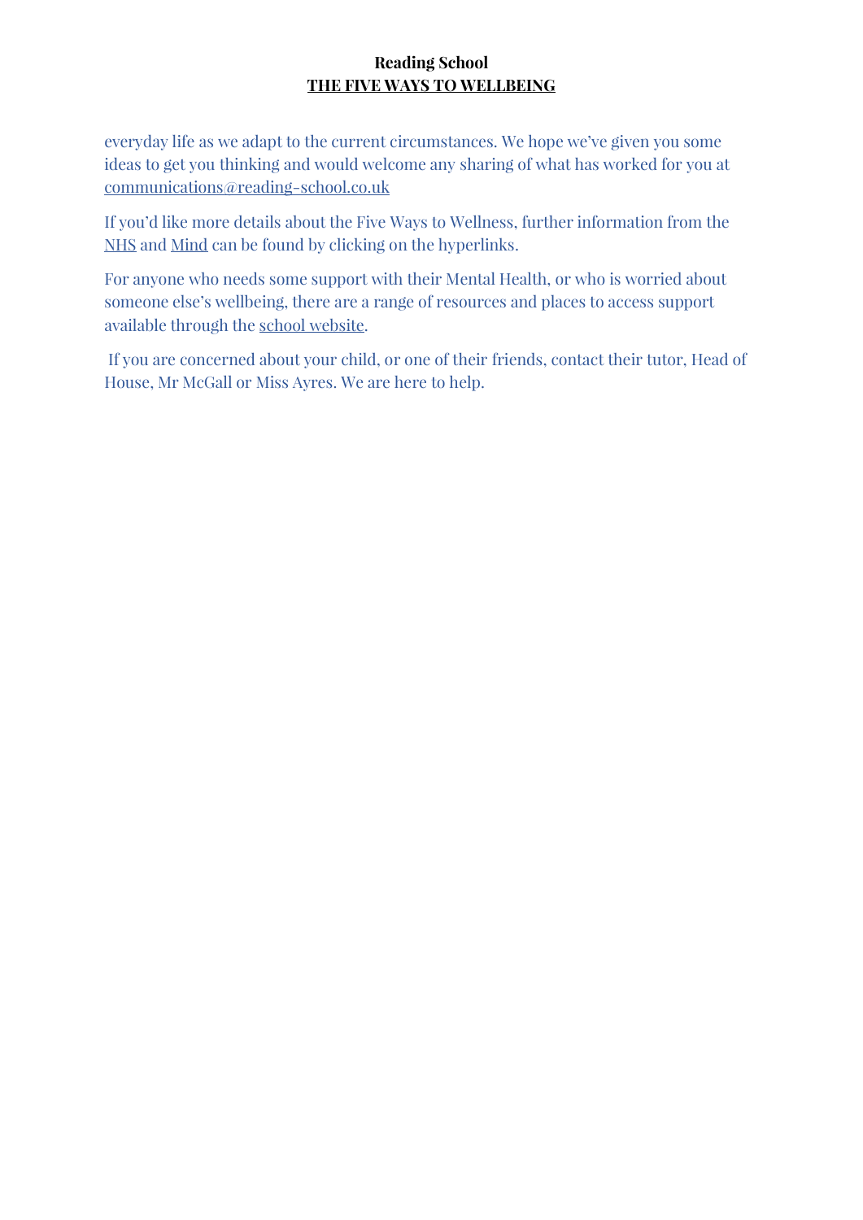everyday life as we adapt to the current circumstances. We hope we've given you some ideas to get you thinking and would welcome any sharing of what has worked for you at communications@reading-school.co.uk

If you'd like more details about the Five Ways to Wellness, further information from the NHS and Mind can be found by clicking on the hyperlinks.

For anyone who needs some support with their Mental Health, or who is worried about someone else's wellbeing, there are a range of resources and places to access support available through the school website.

If you are concerned about your child, or one of their friends, contact their tutor, Head of House, Mr McGall or Miss Ayres. We are here to help.